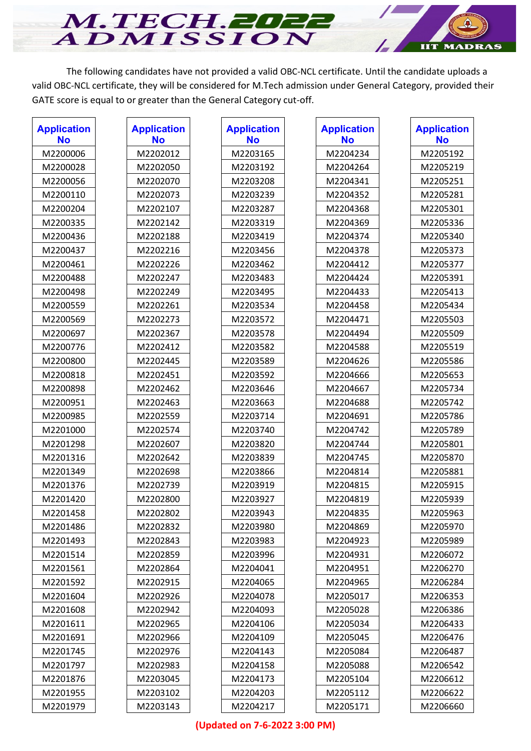# M.TECH.2022 ADMISSION

IIT MADRAS

The following candidates have not provided a valid OBC-NCL certificate. Until the candidate uploads a valid OBC-NCL certificate, they will be considered for M.Tech admission under General Category, provided their GATE score is equal to or greater than the General Category cut-off.

| Application No | Application No | Application No | Application No | Application No |
|---|---|---|---|---|
| M2200006 | M2202012 | M2203165 | M2204234 | M2205192 |
| M2200028 | M2202050 | M2203192 | M2204264 | M2205219 |
| M2200056 | M2202070 | M2203208 | M2204341 | M2205251 |
| M2200110 | M2202073 | M2203239 | M2204352 | M2205281 |
| M2200204 | M2202107 | M2203287 | M2204368 | M2205301 |
| M2200335 | M2202142 | M2203319 | M2204369 | M2205336 |
| M2200436 | M2202188 | M2203419 | M2204374 | M2205340 |
| M2200437 | M2202216 | M2203456 | M2204378 | M2205373 |
| M2200461 | M2202226 | M2203462 | M2204412 | M2205377 |
| M2200488 | M2202247 | M2203483 | M2204424 | M2205391 |
| M2200498 | M2202249 | M2203495 | M2204433 | M2205413 |
| M2200559 | M2202261 | M2203534 | M2204458 | M2205434 |
| M2200569 | M2202273 | M2203572 | M2204471 | M2205503 |
| M2200697 | M2202367 | M2203578 | M2204494 | M2205509 |
| M2200776 | M2202412 | M2203582 | M2204588 | M2205519 |
| M2200800 | M2202445 | M2203589 | M2204626 | M2205586 |
| M2200818 | M2202451 | M2203592 | M2204666 | M2205653 |
| M2200898 | M2202462 | M2203646 | M2204667 | M2205734 |
| M2200951 | M2202463 | M2203663 | M2204688 | M2205742 |
| M2200985 | M2202559 | M2203714 | M2204691 | M2205786 |
| M2201000 | M2202574 | M2203740 | M2204742 | M2205789 |
| M2201298 | M2202607 | M2203820 | M2204744 | M2205801 |
| M2201316 | M2202642 | M2203839 | M2204745 | M2205870 |
| M2201349 | M2202698 | M2203866 | M2204814 | M2205881 |
| M2201376 | M2202739 | M2203919 | M2204815 | M2205915 |
| M2201420 | M2202800 | M2203927 | M2204819 | M2205939 |
| M2201458 | M2202802 | M2203943 | M2204835 | M2205963 |
| M2201486 | M2202832 | M2203980 | M2204869 | M2205970 |
| M2201493 | M2202843 | M2203983 | M2204923 | M2205989 |
| M2201514 | M2202859 | M2203996 | M2204931 | M2206072 |
| M2201561 | M2202864 | M2204041 | M2204951 | M2206270 |
| M2201592 | M2202915 | M2204065 | M2204965 | M2206284 |
| M2201604 | M2202926 | M2204078 | M2205017 | M2206353 |
| M2201608 | M2202942 | M2204093 | M2205028 | M2206386 |
| M2201611 | M2202965 | M2204106 | M2205034 | M2206433 |
| M2201691 | M2202966 | M2204109 | M2205045 | M2206476 |
| M2201745 | M2202976 | M2204143 | M2205084 | M2206487 |
| M2201797 | M2202983 | M2204158 | M2205088 | M2206542 |
| M2201876 | M2203045 | M2204173 | M2205104 | M2206612 |
| M2201955 | M2203102 | M2204203 | M2205112 | M2206622 |
| M2201979 | M2203143 | M2204217 | M2205171 | M2206660 |

**(Updated on 7-6-2022 3:00 PM)**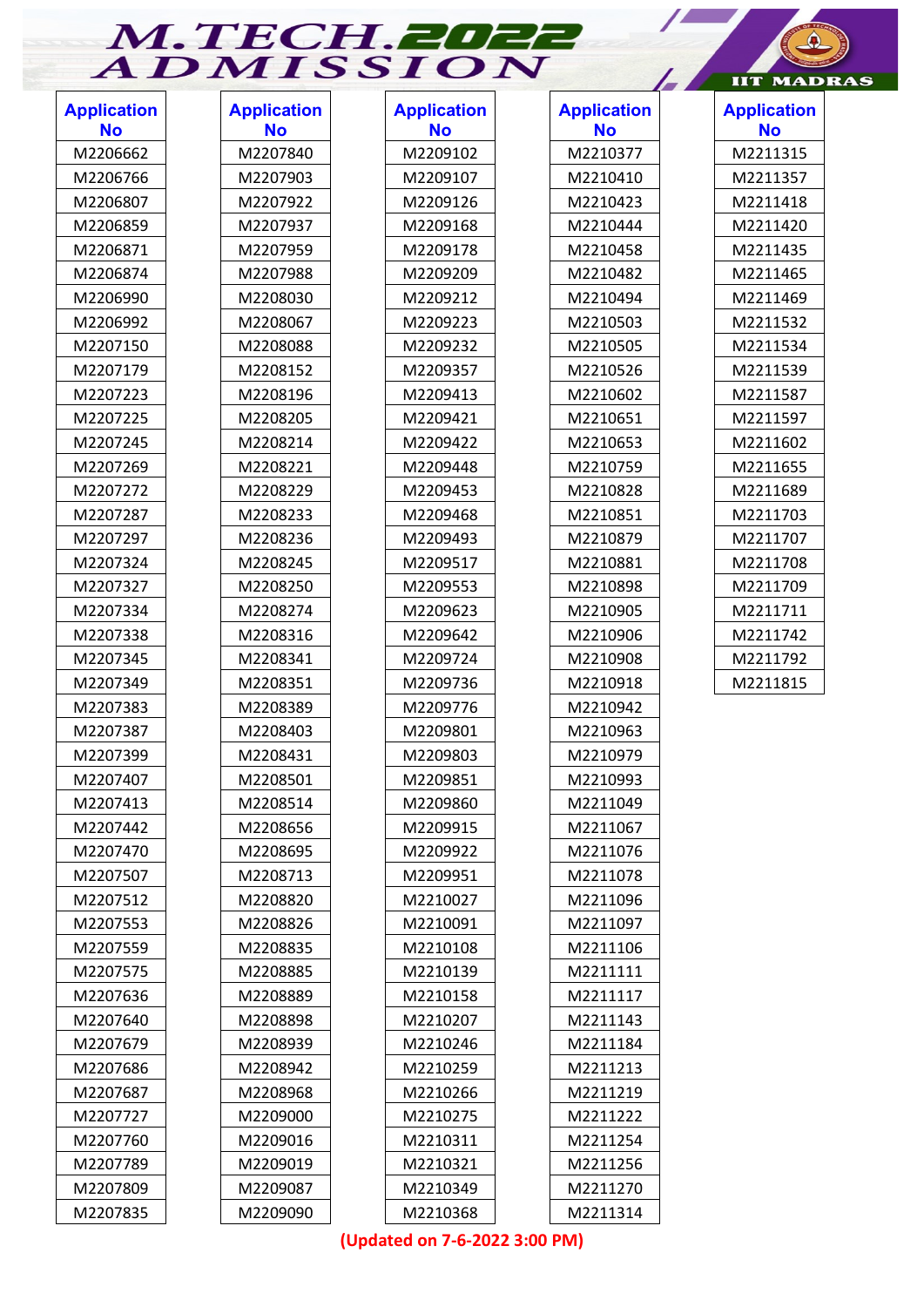# M.TECH.2022 ADMISSION

IIT MADRAS

| Application No | Application No | Application No | Application No | Application No |
|---|---|---|---|---|
| M2206662 | M2207840 | M2209102 | M2210377 | M2211315 |
| M2206766 | M2207903 | M2209107 | M2210410 | M2211357 |
| M2206807 | M2207922 | M2209126 | M2210423 | M2211418 |
| M2206859 | M2207937 | M2209168 | M2210444 | M2211420 |
| M2206871 | M2207959 | M2209178 | M2210458 | M2211435 |
| M2206874 | M2207988 | M2209209 | M2210482 | M2211465 |
| M2206990 | M2208030 | M2209212 | M2210494 | M2211469 |
| M2206992 | M2208067 | M2209223 | M2210503 | M2211532 |
| M2207150 | M2208088 | M2209232 | M2210505 | M2211534 |
| M2207179 | M2208152 | M2209357 | M2210526 | M2211539 |
| M2207223 | M2208196 | M2209413 | M2210602 | M2211587 |
| M2207225 | M2208205 | M2209421 | M2210651 | M2211597 |
| M2207245 | M2208214 | M2209422 | M2210653 | M2211602 |
| M2207269 | M2208221 | M2209448 | M2210759 | M2211655 |
| M2207272 | M2208229 | M2209453 | M2210828 | M2211689 |
| M2207287 | M2208233 | M2209468 | M2210851 | M2211703 |
| M2207297 | M2208236 | M2209493 | M2210879 | M2211707 |
| M2207324 | M2208245 | M2209517 | M2210881 | M2211708 |
| M2207327 | M2208250 | M2209553 | M2210898 | M2211709 |
| M2207334 | M2208274 | M2209623 | M2210905 | M2211711 |
| M2207338 | M2208316 | M2209642 | M2210906 | M2211742 |
| M2207345 | M2208341 | M2209724 | M2210908 | M2211792 |
| M2207349 | M2208351 | M2209736 | M2210918 | M2211815 |
| M2207383 | M2208389 | M2209776 | M2210942 | |
| M2207387 | M2208403 | M2209801 | M2210963 | |
| M2207399 | M2208431 | M2209803 | M2210979 | |
| M2207407 | M2208501 | M2209851 | M2210993 | |
| M2207413 | M2208514 | M2209860 | M2211049 | |
| M2207442 | M2208656 | M2209915 | M2211067 | |
| M2207470 | M2208695 | M2209922 | M2211076 | |
| M2207507 | M2208713 | M2209951 | M2211078 | |
| M2207512 | M2208820 | M2210027 | M2211096 | |
| M2207553 | M2208826 | M2210091 | M2211097 | |
| M2207559 | M2208835 | M2210108 | M2211106 | |
| M2207575 | M2208885 | M2210139 | M2211111 | |
| M2207636 | M2208889 | M2210158 | M2211117 | |
| M2207640 | M2208898 | M2210207 | M2211143 | |
| M2207679 | M2208939 | M2210246 | M2211184 | |
| M2207686 | M2208942 | M2210259 | M2211213 | |
| M2207687 | M2208968 | M2210266 | M2211219 | |
| M2207727 | M2209000 | M2210275 | M2211222 | |
| M2207760 | M2209016 | M2210311 | M2211254 | |
| M2207789 | M2209019 | M2210321 | M2211256 | |
| M2207809 | M2209087 | M2210349 | M2211270 | |
| M2207835 | M2209090 | M2210368 | M2211314 | |

**(Updated on 7-6-2022 3:00 PM)**